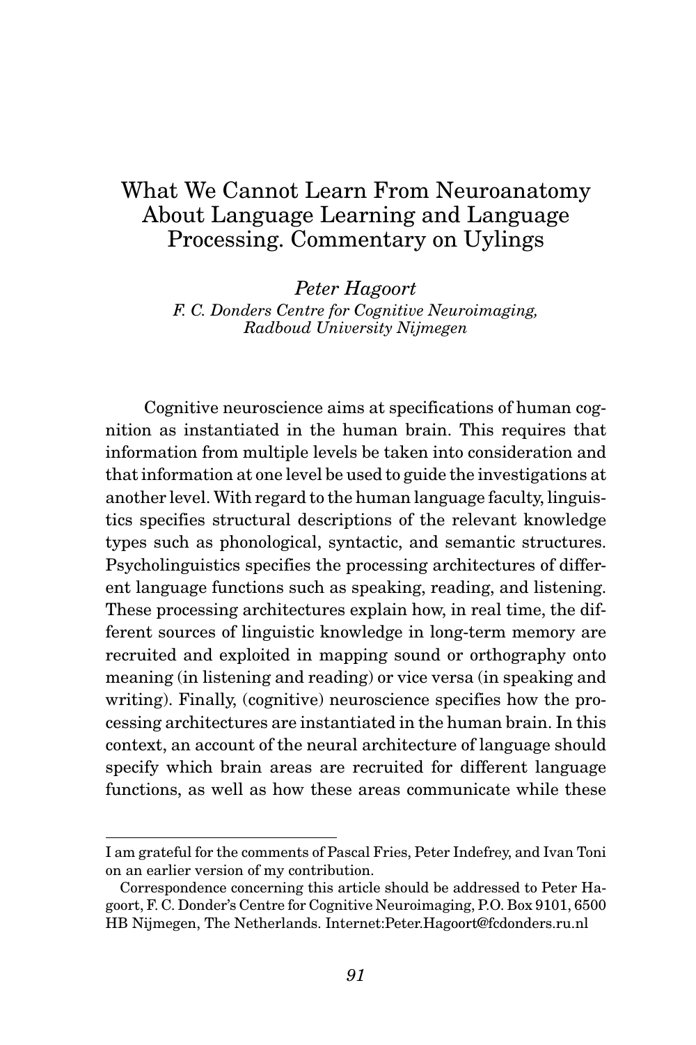# What We Cannot Learn From Neuroanatomy About Language Learning and Language Processing. Commentary on Uylings

*Peter Hagoort*
*F. C. Donders Centre for Cognitive Neuroimaging, Radboud University Nijmegen*

Cognitive neuroscience aims at specifications of human cognition as instantiated in the human brain. This requires that information from multiple levels be taken into consideration and that information at one level be used to guide the investigations at another level. With regard to the human language faculty, linguistics specifies structural descriptions of the relevant knowledge types such as phonological, syntactic, and semantic structures. Psycholinguistics specifies the processing architectures of different language functions such as speaking, reading, and listening. These processing architectures explain how, in real time, the different sources of linguistic knowledge in long-term memory are recruited and exploited in mapping sound or orthography onto meaning (in listening and reading) or vice versa (in speaking and writing). Finally, (cognitive) neuroscience specifies how the processing architectures are instantiated in the human brain. In this context, an account of the neural architecture of language should specify which brain areas are recruited for different language functions, as well as how these areas communicate while these

---

I am grateful for the comments of Pascal Fries, Peter Indefrey, and Ivan Toni on an earlier version of my contribution.

Correspondence concerning this article should be addressed to Peter Hagoort, F. C. Donder's Centre for Cognitive Neuroimaging, P.O. Box 9101, 6500 HB Nijmegen, The Netherlands. Internet:Peter.Hagoort@fcdonders.ru.nl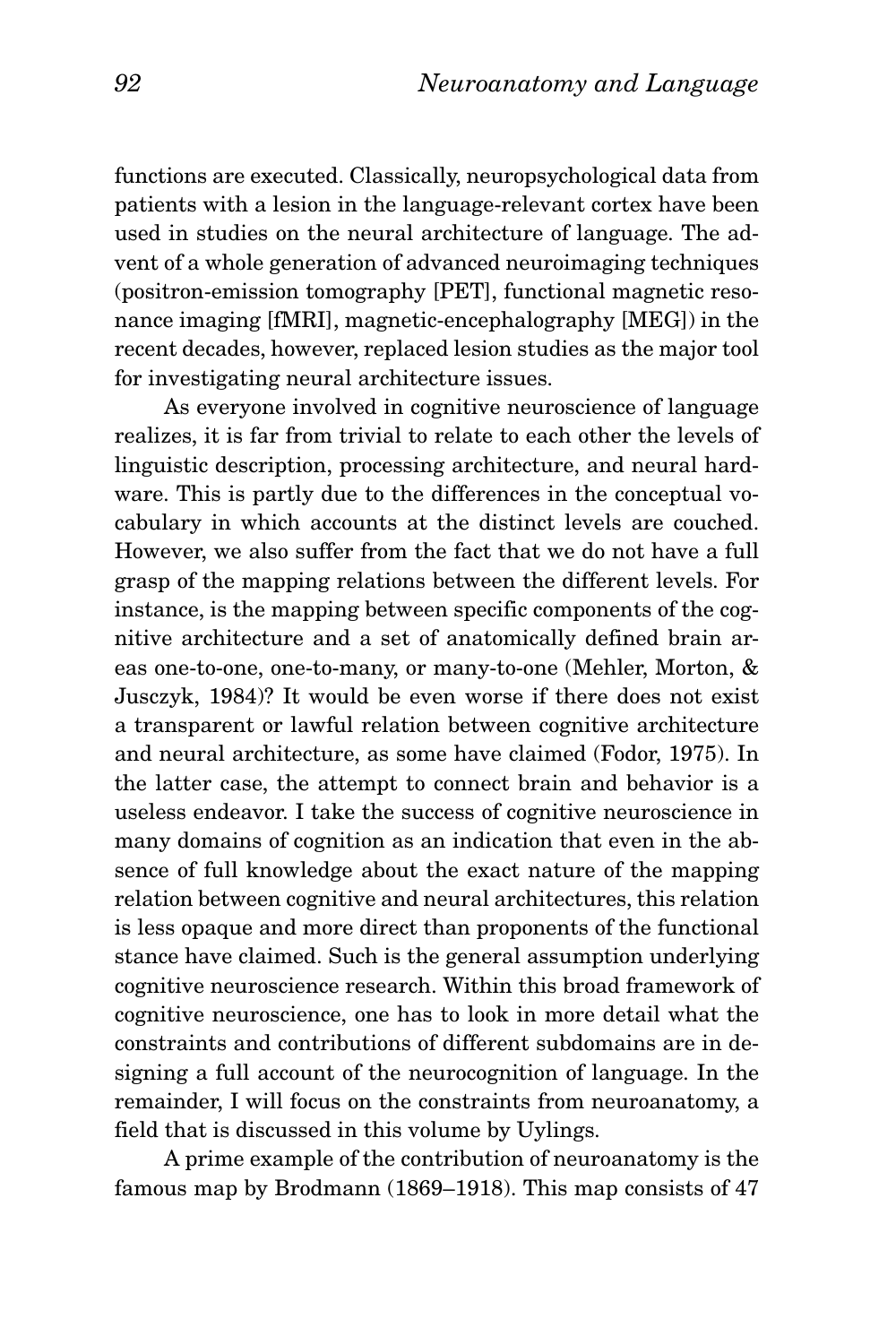functions are executed. Classically, neuropsychological data from patients with a lesion in the language-relevant cortex have been used in studies on the neural architecture of language. The advent of a whole generation of advanced neuroimaging techniques (positron-emission tomography [PET], functional magnetic resonance imaging [fMRI], magnetic-encephalography [MEG]) in the recent decades, however, replaced lesion studies as the major tool for investigating neural architecture issues.

As everyone involved in cognitive neuroscience of language realizes, it is far from trivial to relate to each other the levels of linguistic description, processing architecture, and neural hardware. This is partly due to the differences in the conceptual vocabulary in which accounts at the distinct levels are couched. However, we also suffer from the fact that we do not have a full grasp of the mapping relations between the different levels. For instance, is the mapping between specific components of the cognitive architecture and a set of anatomically defined brain areas one-to-one, one-to-many, or many-to-one (Mehler, Morton, & Jusczyk, 1984)? It would be even worse if there does not exist a transparent or lawful relation between cognitive architecture and neural architecture, as some have claimed (Fodor, 1975). In the latter case, the attempt to connect brain and behavior is a useless endeavor. I take the success of cognitive neuroscience in many domains of cognition as an indication that even in the absence of full knowledge about the exact nature of the mapping relation between cognitive and neural architectures, this relation is less opaque and more direct than proponents of the functional stance have claimed. Such is the general assumption underlying cognitive neuroscience research. Within this broad framework of cognitive neuroscience, one has to look in more detail what the constraints and contributions of different subdomains are in designing a full account of the neurocognition of language. In the remainder, I will focus on the constraints from neuroanatomy, a field that is discussed in this volume by Uylings.

A prime example of the contribution of neuroanatomy is the famous map by Brodmann (1869–1918). This map consists of 47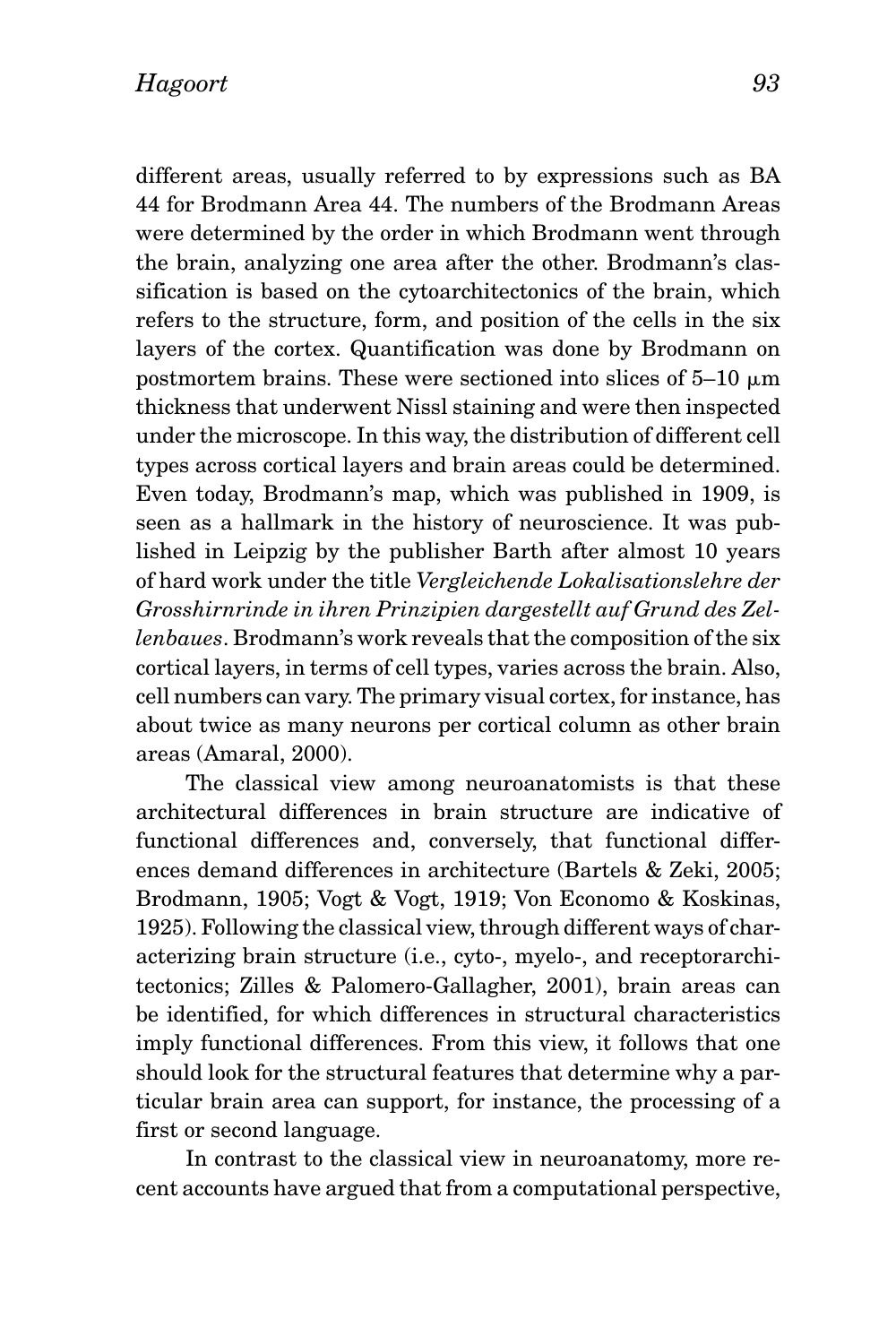different areas, usually referred to by expressions such as BA 44 for Brodmann Area 44. The numbers of the Brodmann Areas were determined by the order in which Brodmann went through the brain, analyzing one area after the other. Brodmann's classification is based on the cytoarchitectonics of the brain, which refers to the structure, form, and position of the cells in the six layers of the cortex. Quantification was done by Brodmann on postmortem brains. These were sectioned into slices of 5–10 μm thickness that underwent Nissl staining and were then inspected under the microscope. In this way, the distribution of different cell types across cortical layers and brain areas could be determined. Even today, Brodmann's map, which was published in 1909, is seen as a hallmark in the history of neuroscience. It was published in Leipzig by the publisher Barth after almost 10 years of hard work under the title *Vergleichende Lokalisationslehre der Grosshirnrinde in ihren Prinzipien dargestellt auf Grund des Zellenbaues*. Brodmann's work reveals that the composition of the six cortical layers, in terms of cell types, varies across the brain. Also, cell numbers can vary. The primary visual cortex, for instance, has about twice as many neurons per cortical column as other brain areas (Amaral, 2000).

The classical view among neuroanatomists is that these architectural differences in brain structure are indicative of functional differences and, conversely, that functional differences demand differences in architecture (Bartels & Zeki, 2005; Brodmann, 1905; Vogt & Vogt, 1919; Von Economo & Koskinas, 1925). Following the classical view, through different ways of characterizing brain structure (i.e., cyto-, myelo-, and receptorarchitectonics; Zilles & Palomero-Gallagher, 2001), brain areas can be identified, for which differences in structural characteristics imply functional differences. From this view, it follows that one should look for the structural features that determine why a particular brain area can support, for instance, the processing of a first or second language.

In contrast to the classical view in neuroanatomy, more recent accounts have argued that from a computational perspective,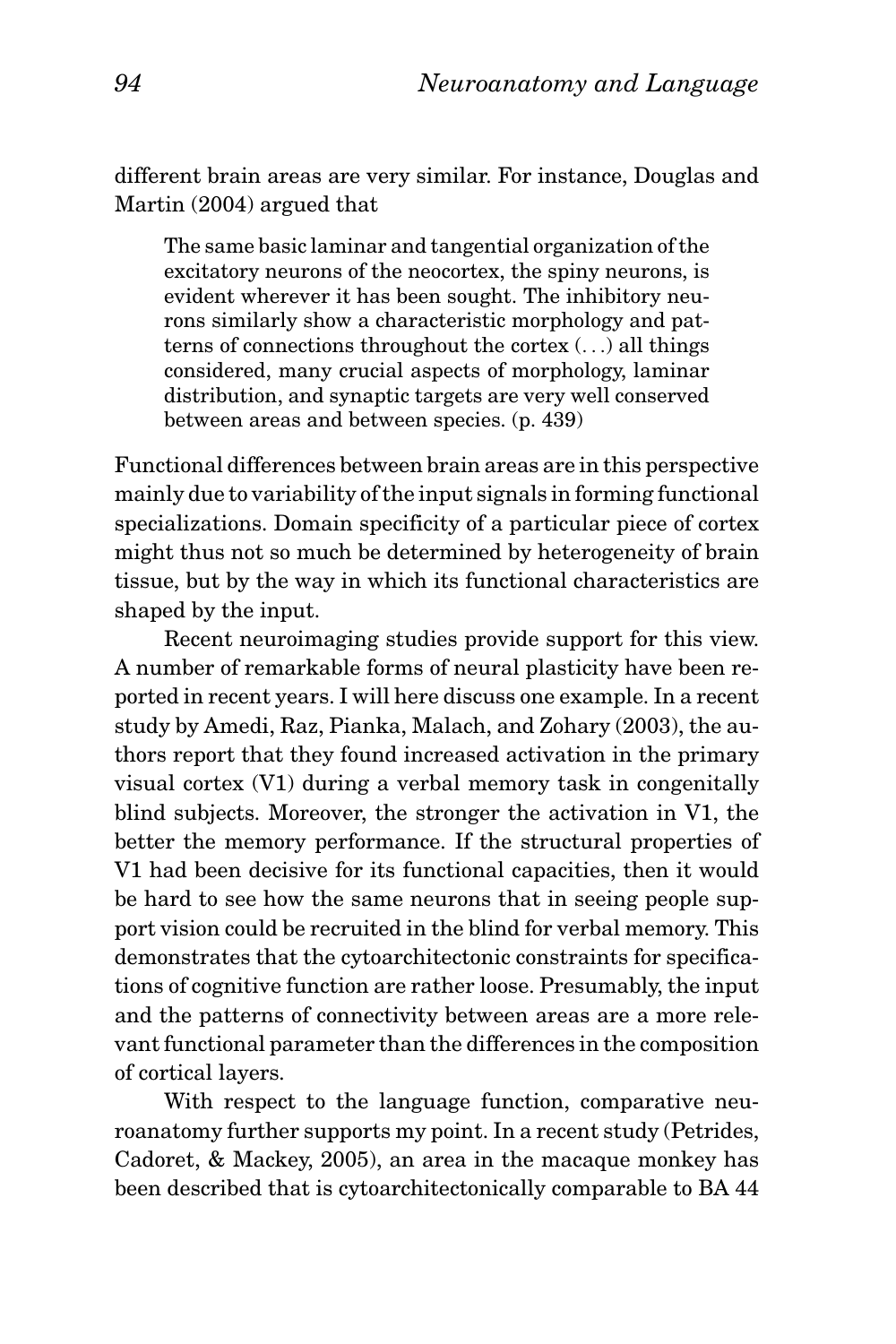different brain areas are very similar. For instance, Douglas and Martin (2004) argued that

> The same basic laminar and tangential organization of the excitatory neurons of the neocortex, the spiny neurons, is evident wherever it has been sought. The inhibitory neurons similarly show a characteristic morphology and patterns of connections throughout the cortex (. . .) all things considered, many crucial aspects of morphology, laminar distribution, and synaptic targets are very well conserved between areas and between species. (p. 439)

Functional differences between brain areas are in this perspective mainly due to variability of the input signals in forming functional specializations. Domain specificity of a particular piece of cortex might thus not so much be determined by heterogeneity of brain tissue, but by the way in which its functional characteristics are shaped by the input.

Recent neuroimaging studies provide support for this view. A number of remarkable forms of neural plasticity have been reported in recent years. I will here discuss one example. In a recent study by Amedi, Raz, Pianka, Malach, and Zohary (2003), the authors report that they found increased activation in the primary visual cortex (V1) during a verbal memory task in congenitally blind subjects. Moreover, the stronger the activation in V1, the better the memory performance. If the structural properties of V1 had been decisive for its functional capacities, then it would be hard to see how the same neurons that in seeing people support vision could be recruited in the blind for verbal memory. This demonstrates that the cytoarchitectonic constraints for specifications of cognitive function are rather loose. Presumably, the input and the patterns of connectivity between areas are a more relevant functional parameter than the differences in the composition of cortical layers.

With respect to the language function, comparative neuroanatomy further supports my point. In a recent study (Petrides, Cadoret, & Mackey, 2005), an area in the macaque monkey has been described that is cytoarchitectonically comparable to BA 44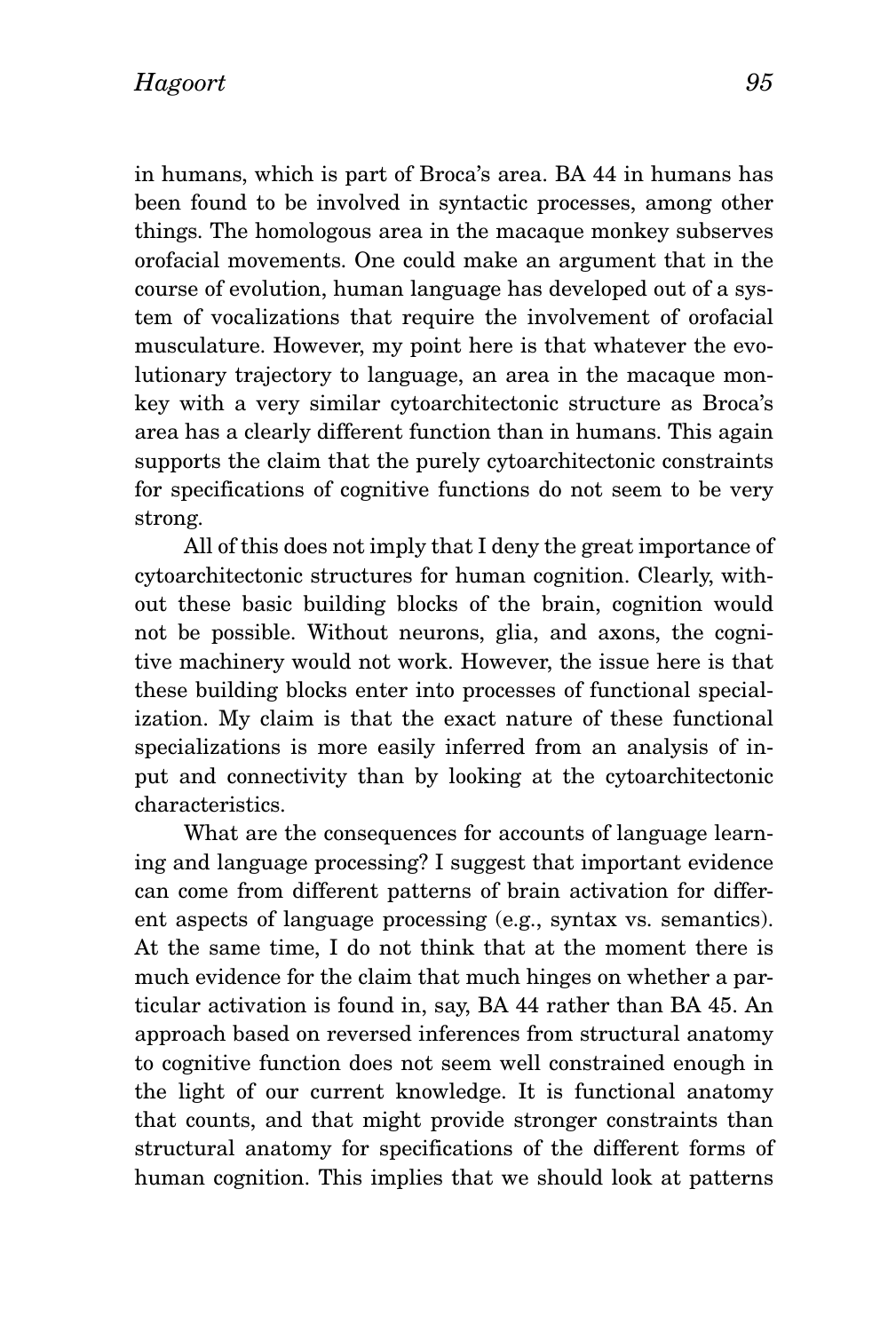in humans, which is part of Broca's area. BA 44 in humans has been found to be involved in syntactic processes, among other things. The homologous area in the macaque monkey subserves orofacial movements. One could make an argument that in the course of evolution, human language has developed out of a system of vocalizations that require the involvement of orofacial musculature. However, my point here is that whatever the evolutionary trajectory to language, an area in the macaque monkey with a very similar cytoarchitectonic structure as Broca's area has a clearly different function than in humans. This again supports the claim that the purely cytoarchitectonic constraints for specifications of cognitive functions do not seem to be very strong.

All of this does not imply that I deny the great importance of cytoarchitectonic structures for human cognition. Clearly, without these basic building blocks of the brain, cognition would not be possible. Without neurons, glia, and axons, the cognitive machinery would not work. However, the issue here is that these building blocks enter into processes of functional specialization. My claim is that the exact nature of these functional specializations is more easily inferred from an analysis of input and connectivity than by looking at the cytoarchitectonic characteristics.

What are the consequences for accounts of language learning and language processing? I suggest that important evidence can come from different patterns of brain activation for different aspects of language processing (e.g., syntax vs. semantics). At the same time, I do not think that at the moment there is much evidence for the claim that much hinges on whether a particular activation is found in, say, BA 44 rather than BA 45. An approach based on reversed inferences from structural anatomy to cognitive function does not seem well constrained enough in the light of our current knowledge. It is functional anatomy that counts, and that might provide stronger constraints than structural anatomy for specifications of the different forms of human cognition. This implies that we should look at patterns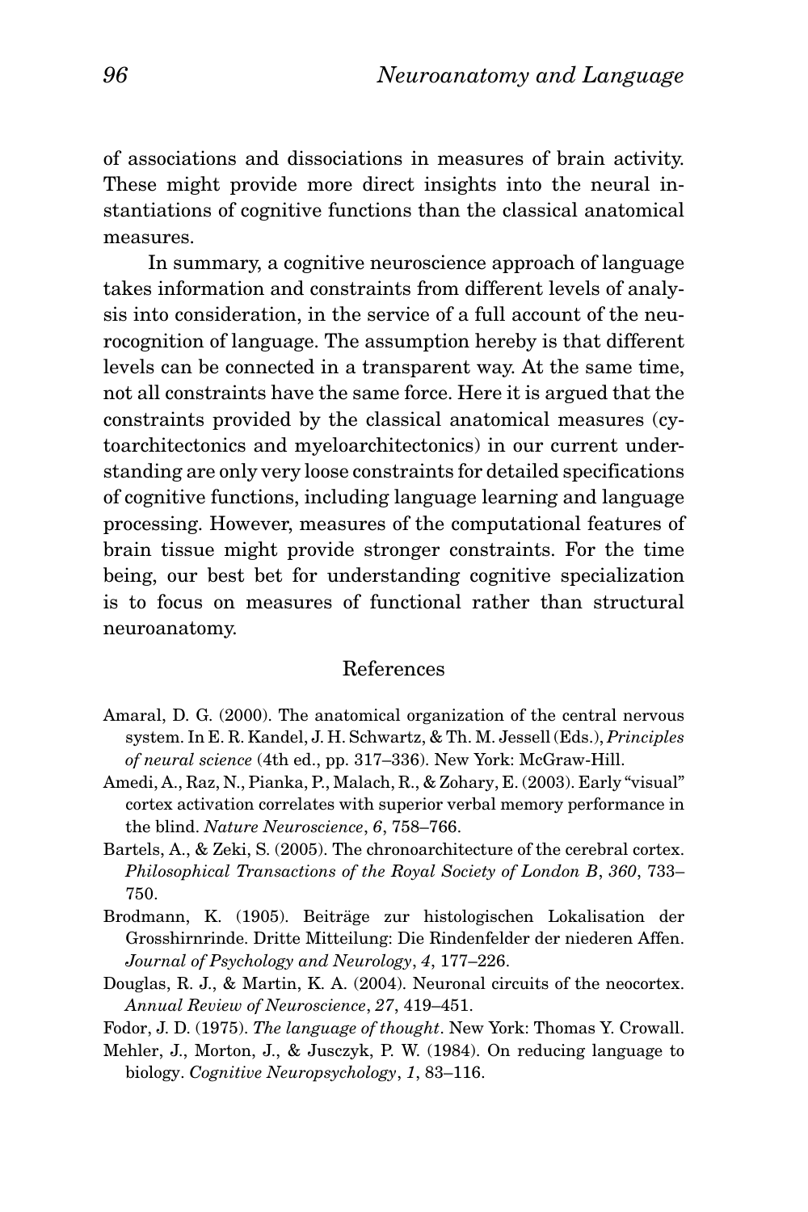of associations and dissociations in measures of brain activity. These might provide more direct insights into the neural instantiations of cognitive functions than the classical anatomical measures.

In summary, a cognitive neuroscience approach of language takes information and constraints from different levels of analysis into consideration, in the service of a full account of the neurocognition of language. The assumption hereby is that different levels can be connected in a transparent way. At the same time, not all constraints have the same force. Here it is argued that the constraints provided by the classical anatomical measures (cytoarchitectonics and myeloarchitectonics) in our current understanding are only very loose constraints for detailed specifications of cognitive functions, including language learning and language processing. However, measures of the computational features of brain tissue might provide stronger constraints. For the time being, our best bet for understanding cognitive specialization is to focus on measures of functional rather than structural neuroanatomy.

## References

Amaral, D. G. (2000). The anatomical organization of the central nervous system. In E. R. Kandel, J. H. Schwartz, & Th. M. Jessell (Eds.), *Principles of neural science* (4th ed., pp. 317–336). New York: McGraw-Hill.

Amedi, A., Raz, N., Pianka, P., Malach, R., & Zohary, E. (2003). Early "visual" cortex activation correlates with superior verbal memory performance in the blind. *Nature Neuroscience*, *6*, 758–766.

Bartels, A., & Zeki, S. (2005). The chronoarchitecture of the cerebral cortex. *Philosophical Transactions of the Royal Society of London B*, *360*, 733–750.

Brodmann, K. (1905). Beiträge zur histologischen Lokalisation der Grosshirnrinde. Dritte Mitteilung: Die Rindenfelder der niederen Affen. *Journal of Psychology and Neurology*, *4*, 177–226.

Douglas, R. J., & Martin, K. A. (2004). Neuronal circuits of the neocortex. *Annual Review of Neuroscience*, *27*, 419–451.

Fodor, J. D. (1975). *The language of thought*. New York: Thomas Y. Crowall.

Mehler, J., Morton, J., & Jusczyk, P. W. (1984). On reducing language to biology. *Cognitive Neuropsychology*, *1*, 83–116.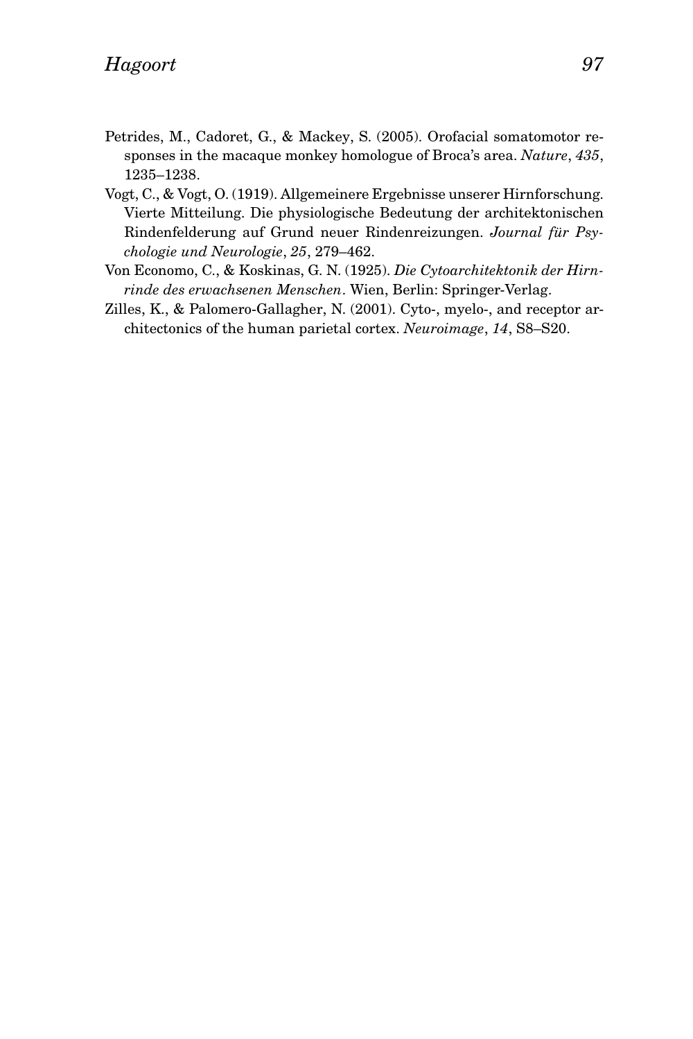Petrides, M., Cadoret, G., & Mackey, S. (2005). Orofacial somatomotor responses in the macaque monkey homologue of Broca's area. *Nature*, *435*, 1235–1238.

Vogt, C., & Vogt, O. (1919). Allgemeinere Ergebnisse unserer Hirnforschung. Vierte Mitteilung. Die physiologische Bedeutung der architektonischen Rindenfelderung auf Grund neuer Rindenreizungen. *Journal für Psychologie und Neurologie*, *25*, 279–462.

Von Economo, C., & Koskinas, G. N. (1925). *Die Cytoarchitektonik der Hirnrinde des erwachsenen Menschen*. Wien, Berlin: Springer-Verlag.

Zilles, K., & Palomero-Gallagher, N. (2001). Cyto-, myelo-, and receptor architectonics of the human parietal cortex. *Neuroimage*, *14*, S8–S20.